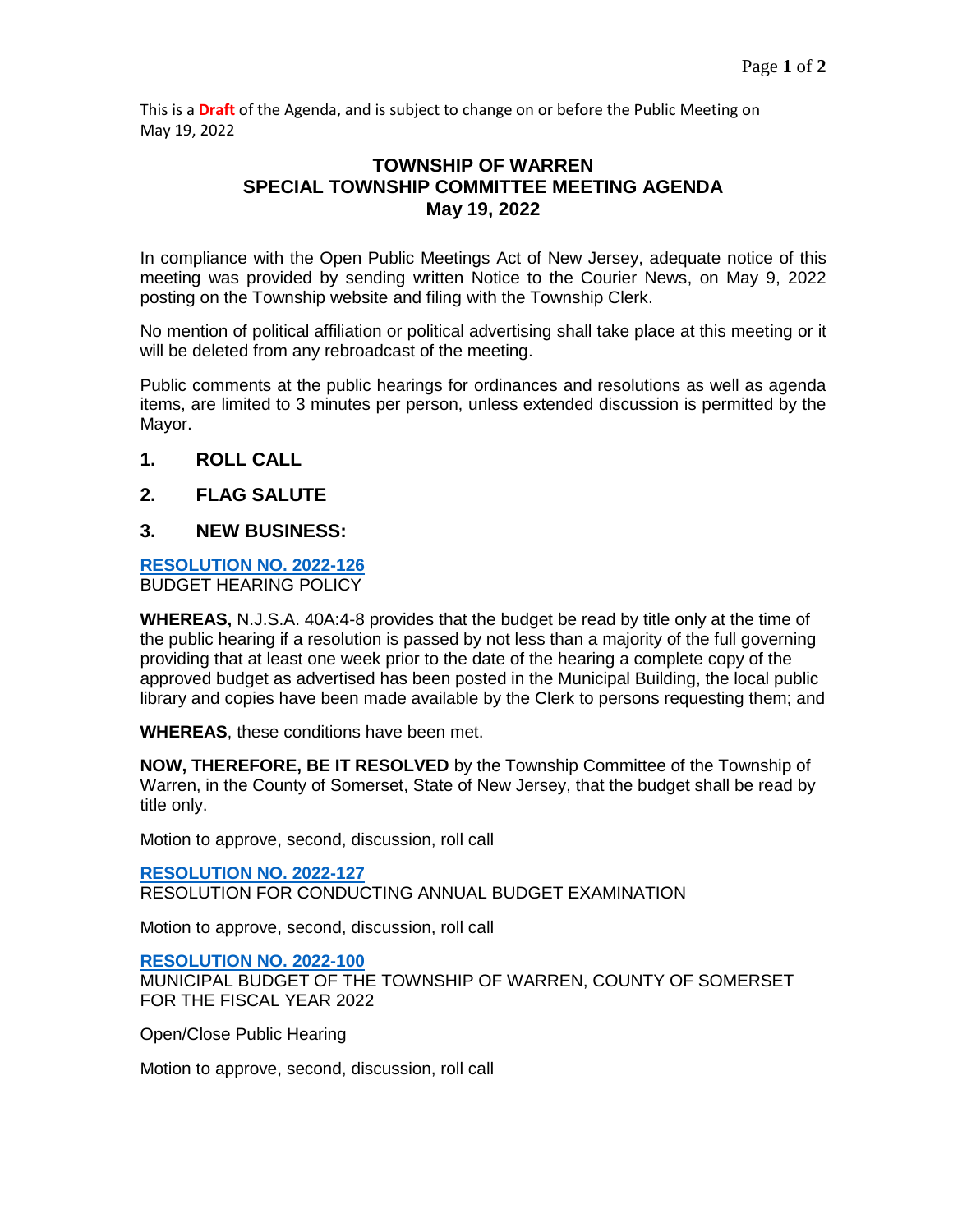This is a **Draft** of the Agenda, and is subject to change on or before the Public Meeting on May 19, 2022

# TOWNSHIP OF WARREN
## SPECIAL TOWNSHIP COMMITTEE MEETING AGENDA
## May 19, 2022

In compliance with the Open Public Meetings Act of New Jersey, adequate notice of this meeting was provided by sending written Notice to the Courier News, on May 9, 2022 posting on the Township website and filing with the Township Clerk.

No mention of political affiliation or political advertising shall take place at this meeting or it will be deleted from any rebroadcast of the meeting.

Public comments at the public hearings for ordinances and resolutions as well as agenda items, are limited to 3 minutes per person, unless extended discussion is permitted by the Mayor.

## 1. ROLL CALL

## 2. FLAG SALUTE

## 3. NEW BUSINESS:

**RESOLUTION NO. 2022-126**
BUDGET HEARING POLICY

**WHEREAS,** N.J.S.A. 40A:4-8 provides that the budget be read by title only at the time of the public hearing if a resolution is passed by not less than a majority of the full governing providing that at least one week prior to the date of the hearing a complete copy of the approved budget as advertised has been posted in the Municipal Building, the local public library and copies have been made available by the Clerk to persons requesting them; and

**WHEREAS**, these conditions have been met.

**NOW, THEREFORE, BE IT RESOLVED** by the Township Committee of the Township of Warren, in the County of Somerset, State of New Jersey, that the budget shall be read by title only.

Motion to approve, second, discussion, roll call

**RESOLUTION NO. 2022-127**
RESOLUTION FOR CONDUCTING ANNUAL BUDGET EXAMINATION

Motion to approve, second, discussion, roll call

**RESOLUTION NO. 2022-100**
MUNICIPAL BUDGET OF THE TOWNSHIP OF WARREN, COUNTY OF SOMERSET FOR THE FISCAL YEAR 2022

Open/Close Public Hearing

Motion to approve, second, discussion, roll call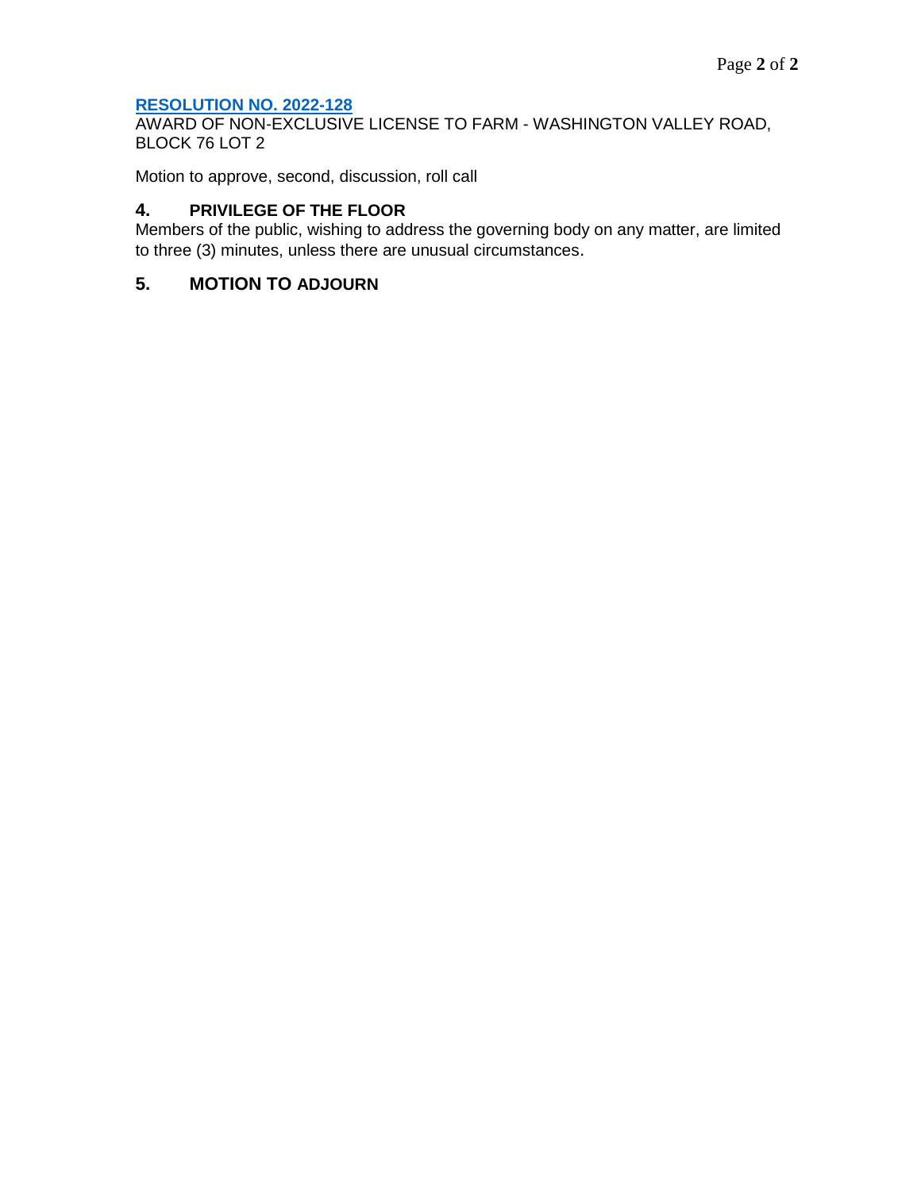**RESOLUTION NO. 2022-128**
AWARD OF NON-EXCLUSIVE LICENSE TO FARM - WASHINGTON VALLEY ROAD, BLOCK 76 LOT 2

Motion to approve, second, discussion, roll call

## 4. PRIVILEGE OF THE FLOOR

Members of the public, wishing to address the governing body on any matter, are limited to three (3) minutes, unless there are unusual circumstances.

## 5. MOTION TO ADJOURN